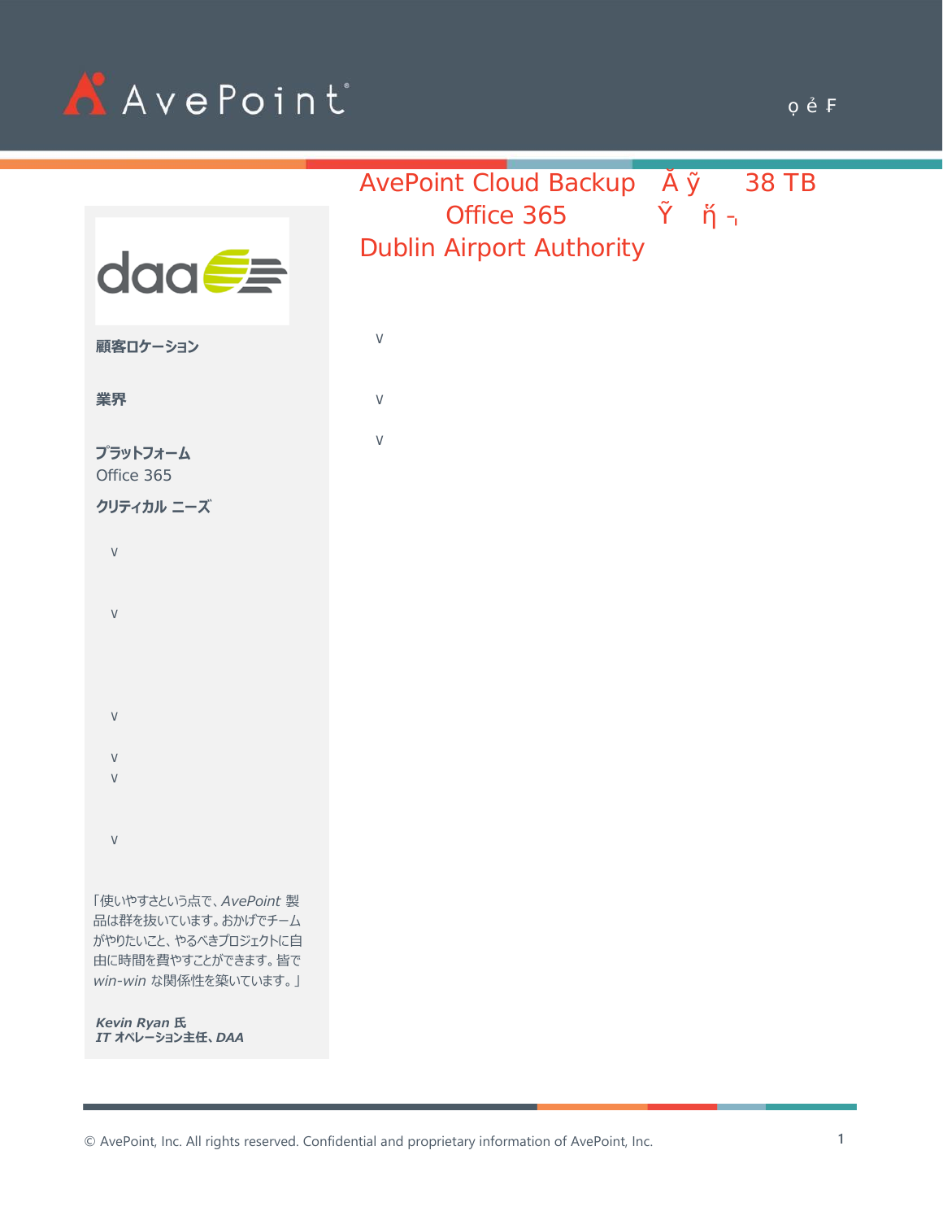ọ ẻ Ғ

# AvePoint Cloud Backup Ă ỹ 38 TB Office 365 Ŷ ŋ̆ ˥ Dublin Airport Authority

∨

∨

∨

**顧客ロケーション**

**業界**

**プラットフォーム**
Office 365

**クリティカル ニーズ**

∨

∨

∨

∨
∨

∨

「使いやすさという点で、*AvePoint* 製品は群を抜いています。おかげでチームがやりたいこと、やるべきプロジェクトに自由に時間を費やすことができます。皆で *win-win* な関係性を築いています。」

***Kevin Ryan* 氏**
***IT* オペレーション主任、*DAA***

© AvePoint, Inc. All rights reserved. Confidential and proprietary information of AvePoint, Inc.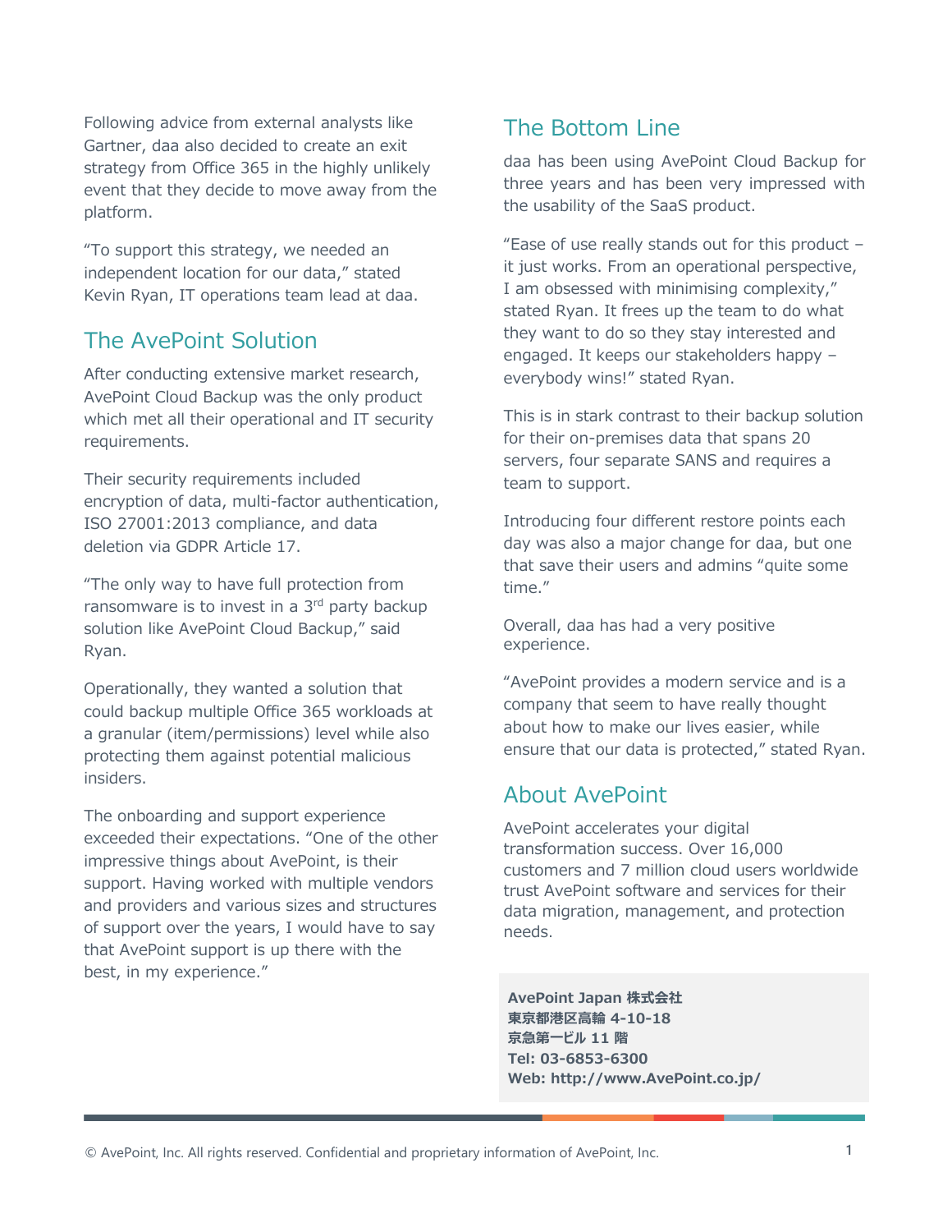Following advice from external analysts like Gartner, daa also decided to create an exit strategy from Office 365 in the highly unlikely event that they decide to move away from the platform.

"To support this strategy, we needed an independent location for our data," stated Kevin Ryan, IT operations team lead at daa.

## The AvePoint Solution

After conducting extensive market research, AvePoint Cloud Backup was the only product which met all their operational and IT security requirements.

Their security requirements included encryption of data, multi-factor authentication, ISO 27001:2013 compliance, and data deletion via GDPR Article 17.

"The only way to have full protection from ransomware is to invest in a 3rd party backup solution like AvePoint Cloud Backup," said Ryan.

Operationally, they wanted a solution that could backup multiple Office 365 workloads at a granular (item/permissions) level while also protecting them against potential malicious insiders.

The onboarding and support experience exceeded their expectations. "One of the other impressive things about AvePoint, is their support. Having worked with multiple vendors and providers and various sizes and structures of support over the years, I would have to say that AvePoint support is up there with the best, in my experience."

## The Bottom Line

daa has been using AvePoint Cloud Backup for three years and has been very impressed with the usability of the SaaS product.

"Ease of use really stands out for this product – it just works. From an operational perspective, I am obsessed with minimising complexity," stated Ryan. It frees up the team to do what they want to do so they stay interested and engaged. It keeps our stakeholders happy – everybody wins!" stated Ryan.

This is in stark contrast to their backup solution for their on-premises data that spans 20 servers, four separate SANS and requires a team to support.

Introducing four different restore points each day was also a major change for daa, but one that save their users and admins "quite some time."

Overall, daa has had a very positive experience.

"AvePoint provides a modern service and is a company that seem to have really thought about how to make our lives easier, while ensure that our data is protected," stated Ryan.

## About AvePoint

AvePoint accelerates your digital transformation success. Over 16,000 customers and 7 million cloud users worldwide trust AvePoint software and services for their data migration, management, and protection needs.

**AvePoint Japan 株式会社**
**東京都港区高輪 4-10-18**
**京急第一ビル 11 階**
**Tel: 03-6853-6300**
**Web: http://www.AvePoint.co.jp/**

© AvePoint, Inc. All rights reserved. Confidential and proprietary information of AvePoint, Inc.